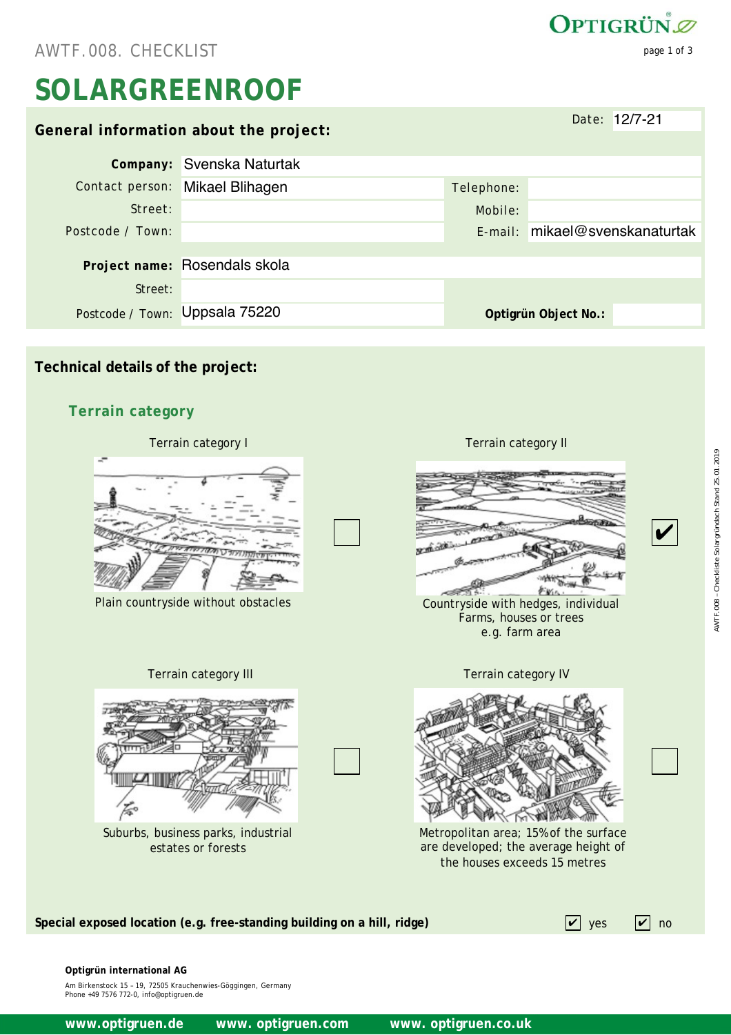# AWTF.008. CHECKLIST

# SOLARGREENROOF

## General information about the project:

Date: 12/7-21

| | | | |
|---|---|---|---|
| **Company:** | Svenska Naturtak | | |
| Contact person: | Mikael Blihagen | Telephone: | |
| Street: | | Mobile: | |
| Postcode / Town: | | E-mail: | mikael@svenskanaturtak |
| **Project name:** | Rosendals skola | | |
| Street: | | | |
| Postcode / Town: | Uppsala 75220 | **Optigrün Object No.:** | |

## Technical details of the project:

### Terrain category

Terrain category I

Plain countryside without obstacles

☐

Terrain category II

Countryside with hedges, individual Farms, houses or trees e.g. farm area

☑

Terrain category III

Suburbs, business parks, industrial estates or forests

☐

Terrain category IV

Metropolitan area; 15% of the surface are developed; the average height of the houses exceeds 15 metres

☐

**Special exposed location (e.g. free-standing building on a hill, ridge)** ☑ yes ☑ no

**Optigrün international AG**

Am Birkenstock 15 – 19, 72505 Krauchenwies-Göggingen, Germany
Phone +49 7576 772-0, info@optigruen.de

**www.optigruen.de www. optigruen.com www. optigruen.co.uk**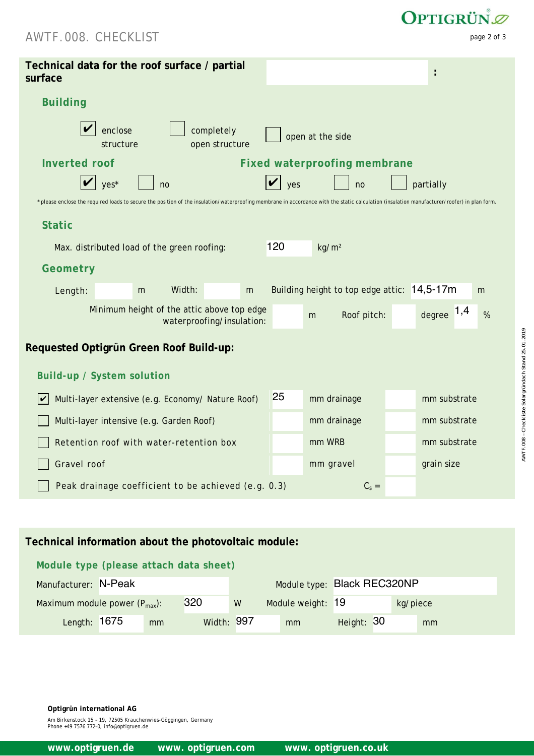# AWTF.008. CHECKLIST

## Technical data for the roof surface / partial surface

:

### Building

- [x] enclose structure
- [ ] completely open structure
- [ ] open at the side

### Inverted roof

- [x] yes*
- [ ] no

### Fixed waterproofing membrane

- [x] yes
- [ ] no
- [ ] partially

* please enclose the required loads to secure the position of the insulation/waterproofing membrane in accordance with the static calculation (insulation manufacturer/roofer) in plan form.

### Static

Max. distributed load of the green roofing: 120 kg/m²

### Geometry

Length: m  Width: m  Building height to top edge attic: 14,5-17m m

Minimum height of the attic above top edge waterproofing/insulation: m  Roof pitch: degree 1,4 %

## Requested Optigrün Green Roof Build-up:

### Build-up / System solution

| | | | |
|---|---|---|---|
| [x] Multi-layer extensive (e.g. Economy/ Nature Roof) | 25 mm drainage | | mm substrate |
| [ ] Multi-layer intensive (e.g. Garden Roof) | mm drainage | | mm substrate |
| [ ] Retention roof with water-retention box | mm WRB | | mm substrate |
| [ ] Gravel roof | mm gravel | | grain size |
| [ ] Peak drainage coefficient to be achieved (e.g. 0.3) | $C_s$ = | | |

## Technical information about the photovoltaic module:

### Module type (please attach data sheet)

Manufacturer: N-Peak  Module type: Black REC320NP

Maximum module power ($P_{max}$): 320 W  Module weight: 19 kg/piece

Length: 1675 mm  Width: 997 mm  Height: 30 mm

**Optigrün international AG**

Am Birkenstock 15 – 19, 72505 Krauchenwies-Göggingen, Germany
Phone +49 7576 772-0, info@optigruen.de

**www.optigruen.de  www.optigruen.com  www.optigruen.co.uk**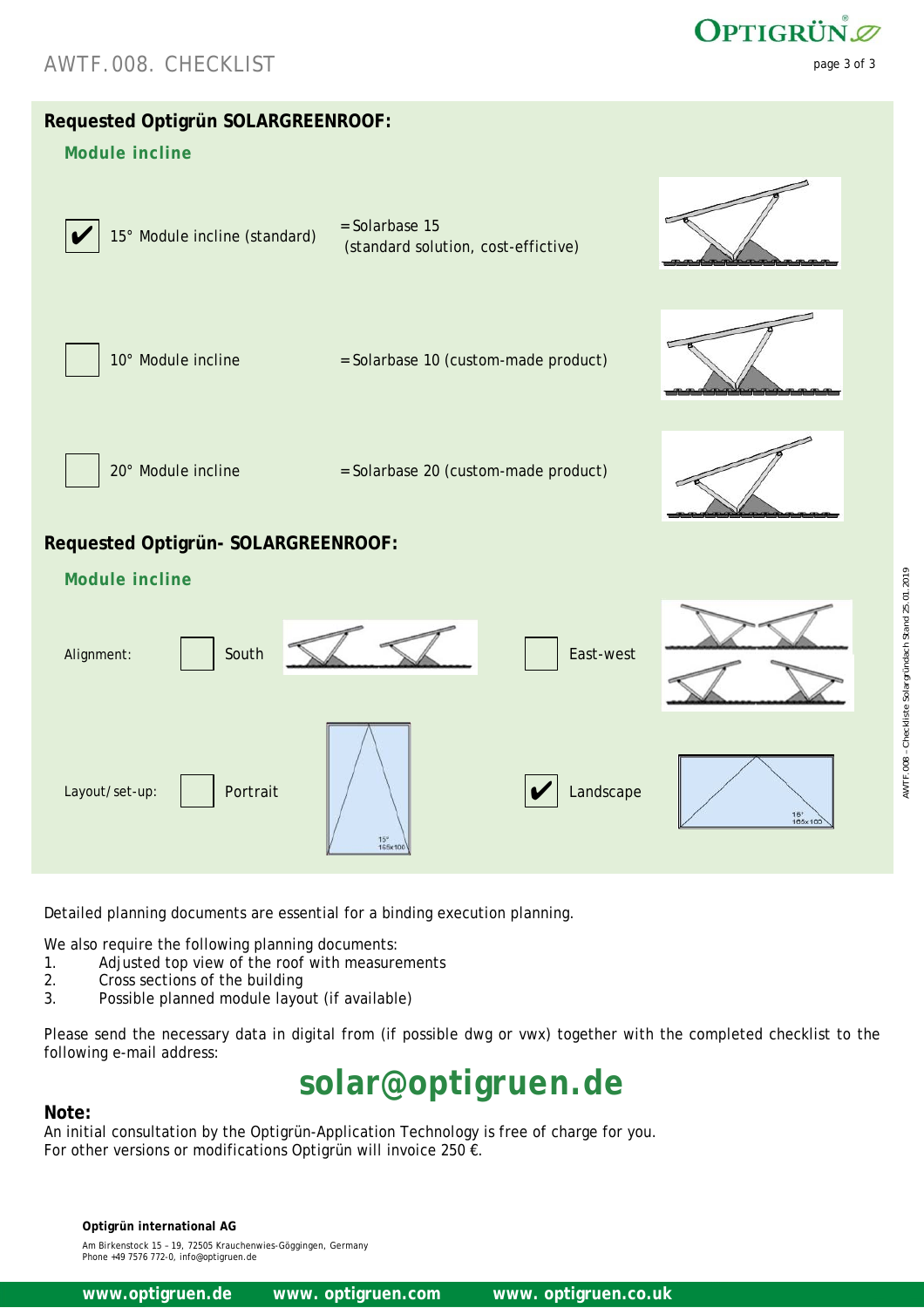# AWTF.008. CHECKLIST

## Requested Optigrün SOLARGREENROOF:

### Module incline

- [x] 15° Module incline (standard) = Solarbase 15 (standard solution, cost-effictive)
- [ ] 10° Module incline = Solarbase 10 (custom-made product)
- [ ] 20° Module incline = Solarbase 20 (custom-made product)

## Requested Optigrün- SOLARGREENROOF:

### Module incline

Alignment:
- [ ] South
- [ ] East-west

Layout/set-up:
- [ ] Portrait
- [x] Landscape

15°
165x100

15°
165x100

Detailed planning documents are essential for a binding execution planning.

We also require the following planning documents:

1. Adjusted top view of the roof with measurements
2. Cross sections of the building
3. Possible planned module layout (if available)

Please send the necessary data in digital from (if possible dwg or vwx) together with the completed checklist to the following e-mail address:

**solar@optigruen.de**

**Note:**
An initial consultation by the Optigrün-Application Technology is free of charge for you.
For other versions or modifications Optigrün will invoice 250 €.

**Optigrün international AG**

Am Birkenstock 15 – 19, 72505 Krauchenwies-Göggingen, Germany
Phone +49 7576 772-0, info@optigruen.de

**www.optigruen.de** **www. optigruen.com** **www. optigruen.co.uk**